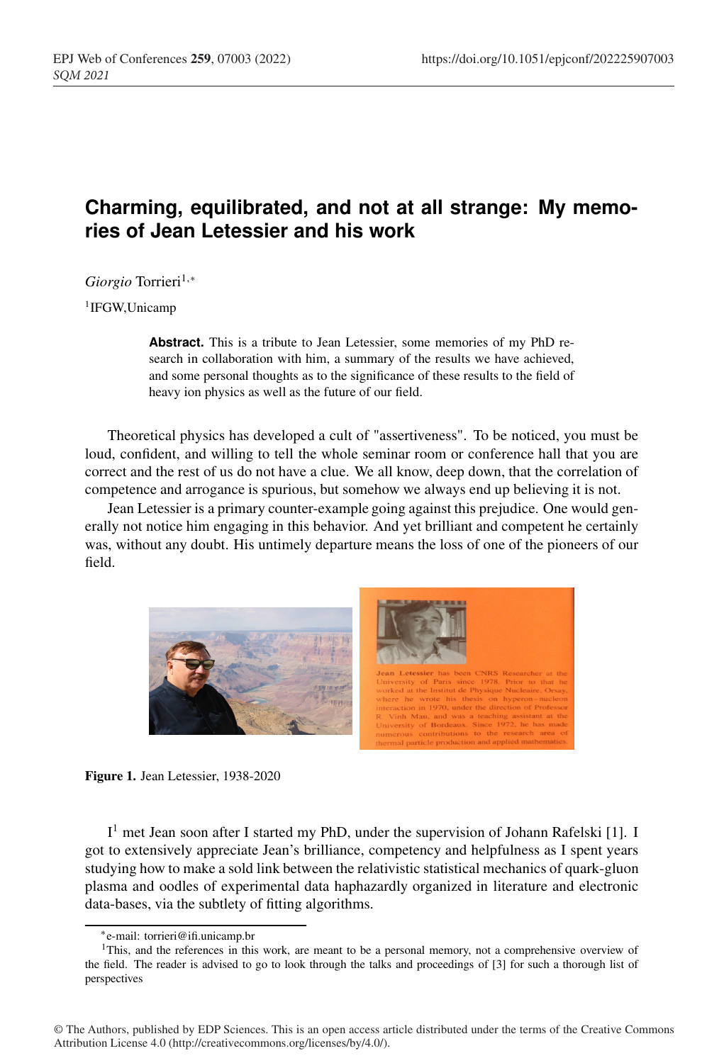# Charming, equilibrated, and not at all strange: My memories of Jean Letessier and his work

*Giorgio* Torrieri[1,*]

[1]IFGW,Unicamp

**Abstract.** This is a tribute to Jean Letessier, some memories of my PhD research in collaboration with him, a summary of the results we have achieved, and some personal thoughts as to the significance of these results to the field of heavy ion physics as well as the future of our field.

Theoretical physics has developed a cult of "assertiveness". To be noticed, you must be loud, confident, and willing to tell the whole seminar room or conference hall that you are correct and the rest of us do not have a clue. We all know, deep down, that the correlation of competence and arrogance is spurious, but somehow we always end up believing it is not.

Jean Letessier is a primary counter-example going against this prejudice. One would generally not notice him engaging in this behavior. And yet brilliant and competent he certainly was, without any doubt. His untimely departure means the loss of one of the pioneers of our field.

**Figure 1.** Jean Letessier, 1938-2020

I[1] met Jean soon after I started my PhD, under the supervision of Johann Rafelski [1]. I got to extensively appreciate Jean's brilliance, competency and helpfulness as I spent years studying how to make a sold link between the relativistic statistical mechanics of quark-gluon plasma and oodles of experimental data haphazardly organized in literature and electronic data-bases, via the subtlety of fitting algorithms.

---

*e-mail: torrieri@ifi.unicamp.br

[1]This, and the references in this work, are meant to be a personal memory, not a comprehensive overview of the field. The reader is advised to go to look through the talks and proceedings of [3] for such a thorough list of perspectives

© The Authors, published by EDP Sciences. This is an open access article distributed under the terms of the Creative Commons Attribution License 4.0 (http://creativecommons.org/licenses/by/4.0/).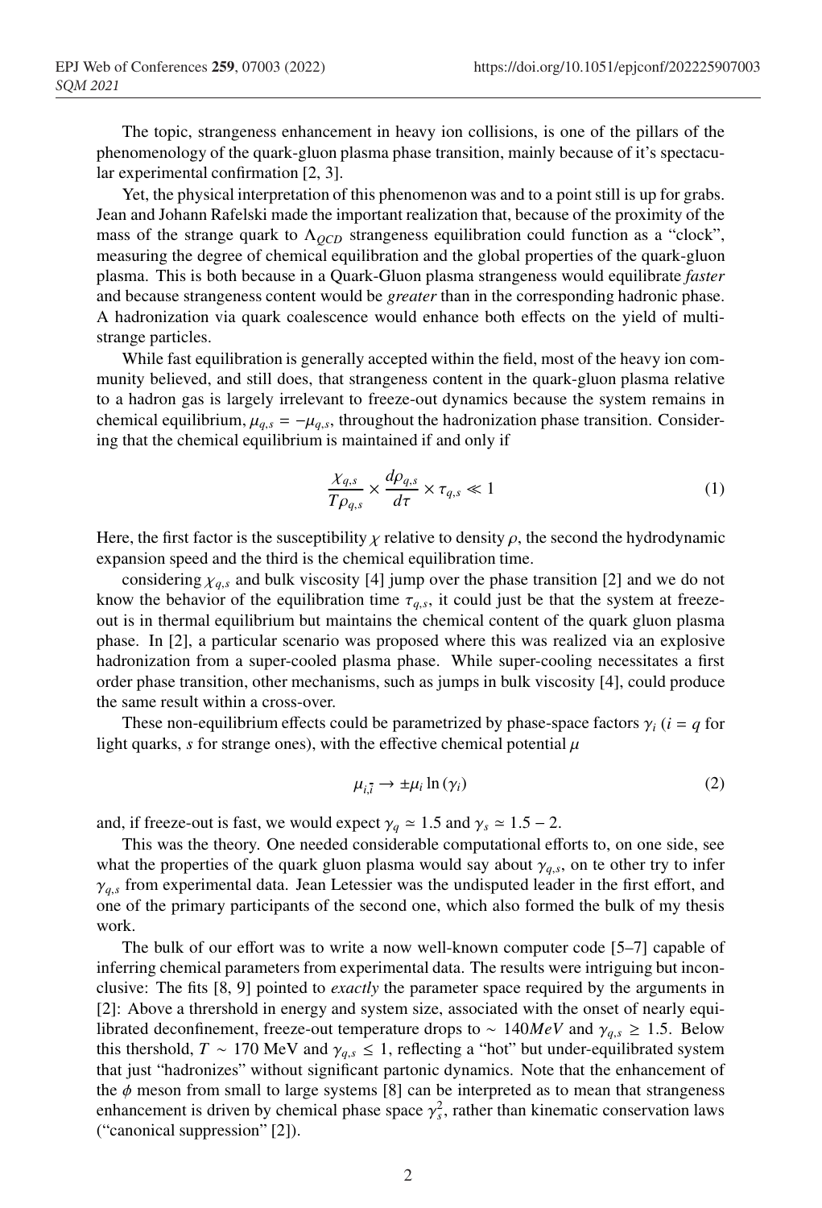The topic, strangeness enhancement in heavy ion collisions, is one of the pillars of the phenomenology of the quark-gluon plasma phase transition, mainly because of it's spectacular experimental confirmation [2, 3].

Yet, the physical interpretation of this phenomenon was and to a point still is up for grabs. Jean and Johann Rafelski made the important realization that, because of the proximity of the mass of the strange quark to $\Lambda_{QCD}$ strangeness equilibration could function as a "clock", measuring the degree of chemical equilibration and the global properties of the quark-gluon plasma. This is both because in a Quark-Gluon plasma strangeness would equilibrate *faster* and because strangeness content would be *greater* than in the corresponding hadronic phase. A hadronization via quark coalescence would enhance both effects on the yield of multi-strange particles.

While fast equilibration is generally accepted within the field, most of the heavy ion community believed, and still does, that strangeness content in the quark-gluon plasma relative to a hadron gas is largely irrelevant to freeze-out dynamics because the system remains in chemical equilibrium, $\mu_{q,s} = -\mu_{q,s}$, throughout the hadronization phase transition. Considering that the chemical equilibrium is maintained if and only if

$$\frac{\chi_{q,s}}{T\rho_{q,s}} \times \frac{d\rho_{q,s}}{d\tau} \times \tau_{q,s} \ll 1 \tag{1}$$

Here, the first factor is the susceptibility $\chi$ relative to density $\rho$, the second the hydrodynamic expansion speed and the third is the chemical equilibration time.

considering $\chi_{q,s}$ and bulk viscosity [4] jump over the phase transition [2] and we do not know the behavior of the equilibration time $\tau_{q,s}$, it could just be that the system at freeze-out is in thermal equilibrium but maintains the chemical content of the quark gluon plasma phase. In [2], a particular scenario was proposed where this was realized via an explosive hadronization from a super-cooled plasma phase. While super-cooling necessitates a first order phase transition, other mechanisms, such as jumps in bulk viscosity [4], could produce the same result within a cross-over.

These non-equilibrium effects could be parametrized by phase-space factors $\gamma_i$ ($i = q$ for light quarks, $s$ for strange ones), with the effective chemical potential $\mu$

$$\mu_{i,\bar{i}} \to \pm\mu_i \ln(\gamma_i) \tag{2}$$

and, if freeze-out is fast, we would expect $\gamma_q \simeq 1.5$ and $\gamma_s \simeq 1.5 - 2$.

This was the theory. One needed considerable computational efforts to, on one side, see what the properties of the quark gluon plasma would say about $\gamma_{q,s}$, on te other try to infer $\gamma_{q,s}$ from experimental data. Jean Letessier was the undisputed leader in the first effort, and one of the primary participants of the second one, which also formed the bulk of my thesis work.

The bulk of our effort was to write a now well-known computer code [5–7] capable of inferring chemical parameters from experimental data. The results were intriguing but inconclusive: The fits [8, 9] pointed to *exactly* the parameter space required by the arguments in [2]: Above a thershold in energy and system size, associated with the onset of nearly equilibrated deconfinement, freeze-out temperature drops to $\sim 140MeV$ and $\gamma_{q,s} \geq 1.5$. Below this thershold, $T \sim 170$ MeV and $\gamma_{q,s} \leq 1$, reflecting a "hot" but under-equilibrated system that just "hadronizes" without significant partonic dynamics. Note that the enhancement of the $\phi$ meson from small to large systems [8] can be interpreted as to mean that strangeness enhancement is driven by chemical phase space $\gamma_s^2$, rather than kinematic conservation laws ("canonical suppression" [2]).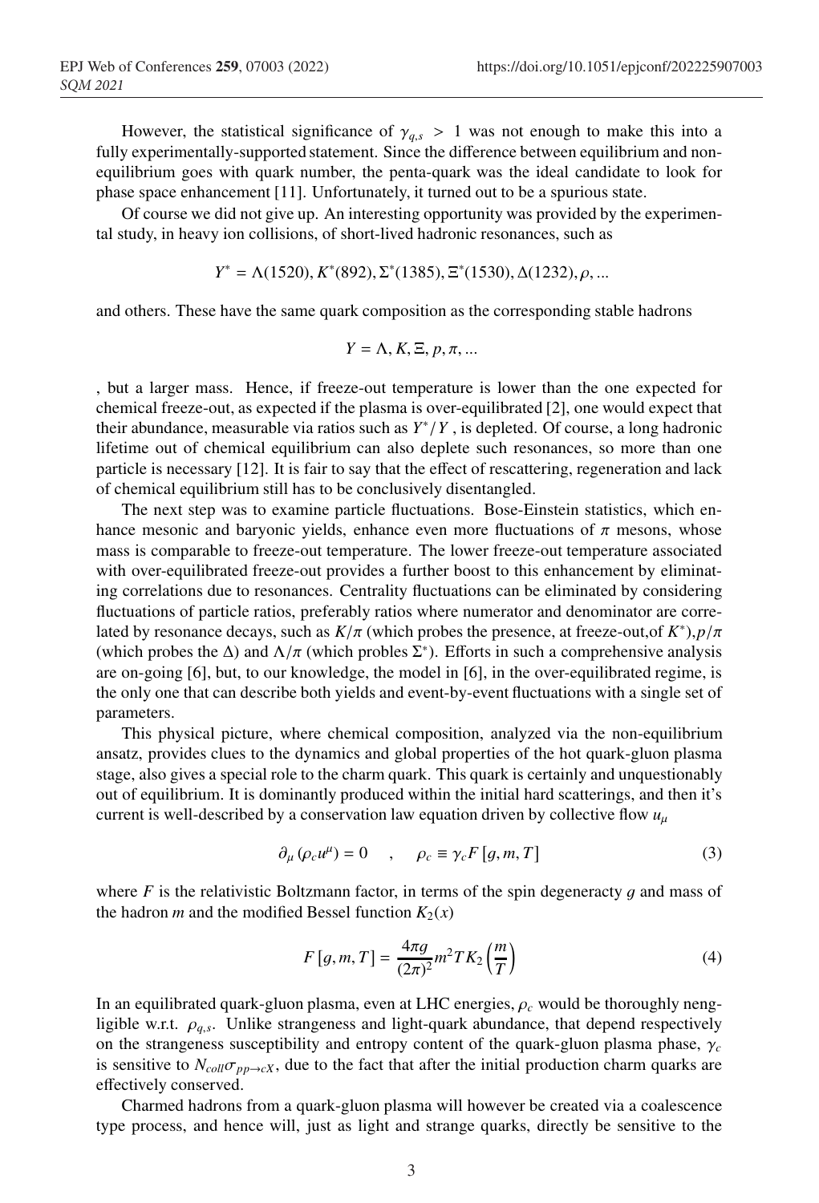However, the statistical significance of $\gamma_{q,s} > 1$ was not enough to make this into a fully experimentally-supported statement. Since the difference between equilibrium and non-equilibrium goes with quark number, the penta-quark was the ideal candidate to look for phase space enhancement [11]. Unfortunately, it turned out to be a spurious state.

Of course we did not give up. An interesting opportunity was provided by the experimental study, in heavy ion collisions, of short-lived hadronic resonances, such as

$$Y^* = \Lambda(1520), K^*(892), \Sigma^*(1385), \Xi^*(1530), \Delta(1232), \rho, ...$$

and others. These have the same quark composition as the corresponding stable hadrons

$$Y = \Lambda, K, \Xi, p, \pi, ...$$

, but a larger mass. Hence, if freeze-out temperature is lower than the one expected for chemical freeze-out, as expected if the plasma is over-equilibrated [2], one would expect that their abundance, measurable via ratios such as $Y^*/Y$ , is depleted. Of course, a long hadronic lifetime out of chemical equilibrium can also deplete such resonances, so more than one particle is necessary [12]. It is fair to say that the effect of rescattering, regeneration and lack of chemical equilibrium still has to be conclusively disentangled.

The next step was to examine particle fluctuations. Bose-Einstein statistics, which enhance mesonic and baryonic yields, enhance even more fluctuations of $\pi$ mesons, whose mass is comparable to freeze-out temperature. The lower freeze-out temperature associated with over-equilibrated freeze-out provides a further boost to this enhancement by eliminating correlations due to resonances. Centrality fluctuations can be eliminated by considering fluctuations of particle ratios, preferably ratios where numerator and denominator are correlated by resonance decays, such as $K/\pi$ (which probes the presence, at freeze-out,of $K^*$),$p/\pi$ (which probes the $\Delta$) and $\Lambda/\pi$ (which probles $\Sigma^*$). Efforts in such a comprehensive analysis are on-going [6], but, to our knowledge, the model in [6], in the over-equilibrated regime, is the only one that can describe both yields and event-by-event fluctuations with a single set of parameters.

This physical picture, where chemical composition, analyzed via the non-equilibrium ansatz, provides clues to the dynamics and global properties of the hot quark-gluon plasma stage, also gives a special role to the charm quark. This quark is certainly and unquestionably out of equilibrium. It is dominantly produced within the initial hard scatterings, and then it's current is well-described by a conservation law equation driven by collective flow $u_\mu$

$$\partial_\mu (\rho_c u^\mu) = 0 \quad , \quad \rho_c \equiv \gamma_c F[g, m, T] \tag{3}$$

where $F$ is the relativistic Boltzmann factor, in terms of the spin degeneracty $g$ and mass of the hadron $m$ and the modified Bessel function $K_2(x)$

$$F[g, m, T] = \frac{4\pi g}{(2\pi)^2} m^2 T K_2\left(\frac{m}{T}\right) \tag{4}$$

In an equilibrated quark-gluon plasma, even at LHC energies, $\rho_c$ would be thoroughly nengligible w.r.t. $\rho_{q,s}$. Unlike strangeness and light-quark abundance, that depend respectively on the strangeness susceptibility and entropy content of the quark-gluon plasma phase, $\gamma_c$ is sensitive to $N_{coll}\sigma_{pp\to cX}$, due to the fact that after the initial production charm quarks are effectively conserved.

Charmed hadrons from a quark-gluon plasma will however be created via a coalescence type process, and hence will, just as light and strange quarks, directly be sensitive to the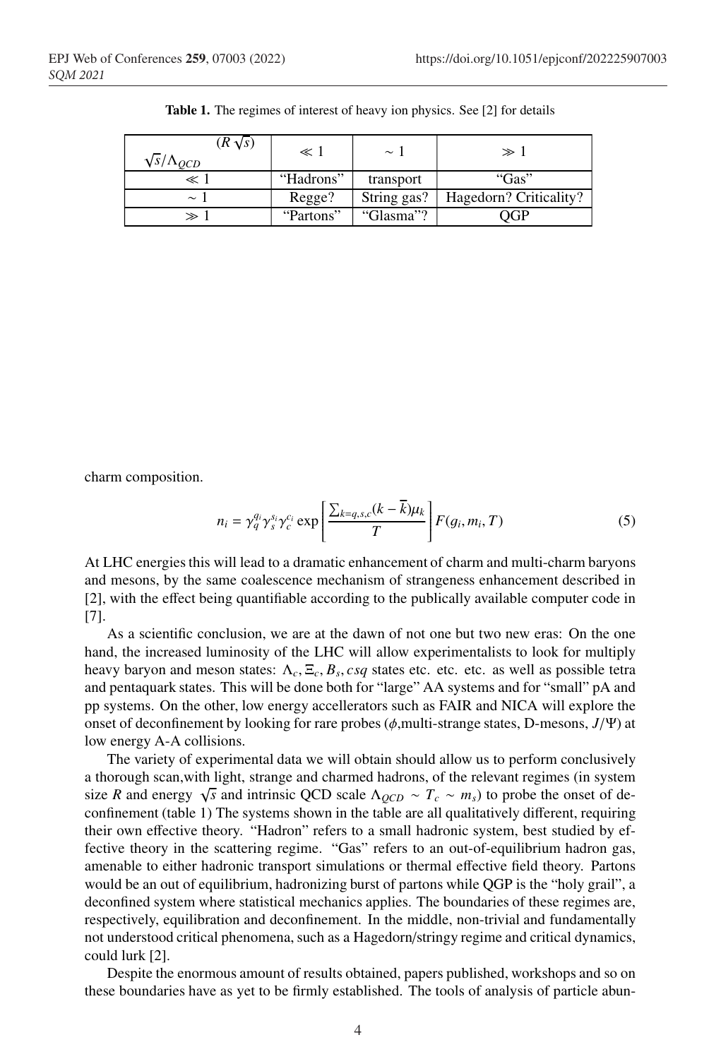**Table 1.** The regimes of interest of heavy ion physics. See [2] for details

| $(R\sqrt{s})$ / $\sqrt{s}/\Lambda_{QCD}$ | $\ll 1$ | $\sim 1$ | $\gg 1$ |
|---|---|---|---|
| $\ll 1$ | "Hadrons" | transport | "Gas" |
| $\sim 1$ | Regge? | String gas? | Hagedorn? Criticality? |
| $\gg 1$ | "Partons" | "Glasma"? | QGP |

charm composition.

$$n_i = \gamma_q^{q_i} \gamma_s^{s_i} \gamma_c^{c_i} \exp\left[\frac{\sum_{k=q,s,c}(k-\overline{k})\mu_k}{T}\right] F(g_i, m_i, T) \tag{5}$$

At LHC energies this will lead to a dramatic enhancement of charm and multi-charm baryons and mesons, by the same coalescence mechanism of strangeness enhancement described in [2], with the effect being quantifiable according to the publically available computer code in [7].

As a scientific conclusion, we are at the dawn of not one but two new eras: On the one hand, the increased luminosity of the LHC will allow experimentalists to look for multiply heavy baryon and meson states: $\Lambda_c, \Xi_c, B_s, csq$ states etc. etc. etc. as well as possible tetra and pentaquark states. This will be done both for "large" AA systems and for "small" pA and pp systems. On the other, low energy accellerators such as FAIR and NICA will explore the onset of deconfinement by looking for rare probes ($\phi$,multi-strange states, D-mesons, $J/\Psi$) at low energy A-A collisions.

The variety of experimental data we will obtain should allow us to perform conclusively a thorough scan,with light, strange and charmed hadrons, of the relevant regimes (in system size $R$ and energy $\sqrt{s}$ and intrinsic QCD scale $\Lambda_{QCD} \sim T_c \sim m_s$) to probe the onset of deconfinement (table 1) The systems shown in the table are all qualitatively different, requiring their own effective theory. "Hadron" refers to a small hadronic system, best studied by effective theory in the scattering regime. "Gas" refers to an out-of-equilibrium hadron gas, amenable to either hadronic transport simulations or thermal effective field theory. Partons would be an out of equilibrium, hadronizing burst of partons while QGP is the "holy grail", a deconfined system where statistical mechanics applies. The boundaries of these regimes are, respectively, equilibration and deconfinement. In the middle, non-trivial and fundamentally not understood critical phenomena, such as a Hagedorn/stringy regime and critical dynamics, could lurk [2].

Despite the enormous amount of results obtained, papers published, workshops and so on these boundaries have as yet to be firmly established. The tools of analysis of particle abun-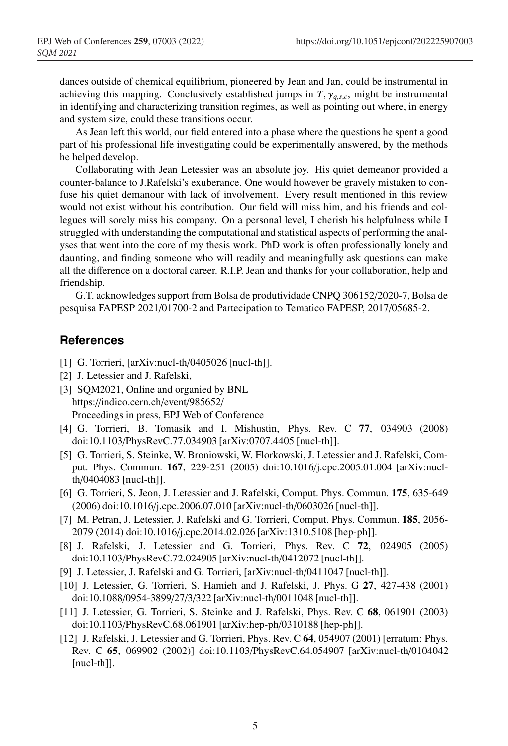dances outside of chemical equilibrium, pioneered by Jean and Jan, could be instrumental in achieving this mapping. Conclusively established jumps in $T, \gamma_{q,s,c}$, might be instrumental in identifying and characterizing transition regimes, as well as pointing out where, in energy and system size, could these transitions occur.

As Jean left this world, our field entered into a phase where the questions he spent a good part of his professional life investigating could be experimentally answered, by the methods he helped develop.

Collaborating with Jean Letessier was an absolute joy. His quiet demeanor provided a counter-balance to J.Rafelski's exuberance. One would however be gravely mistaken to confuse his quiet demanour with lack of involvement. Every result mentioned in this review would not exist without his contribution. Our field will miss him, and his friends and collegues will sorely miss his company. On a personal level, I cherish his helpfulness while I struggled with understanding the computational and statistical aspects of performing the analyses that went into the core of my thesis work. PhD work is often professionally lonely and daunting, and finding someone who will readily and meaningfully ask questions can make all the difference on a doctoral career. R.I.P. Jean and thanks for your collaboration, help and friendship.

G.T. acknowledges support from Bolsa de produtividade CNPQ 306152/2020-7, Bolsa de pesquisa FAPESP 2021/01700-2 and Partecipation to Tematico FAPESP, 2017/05685-2.

## References

[1] G. Torrieri, [arXiv:nucl-th/0405026 [nucl-th]].

[2] J. Letessier and J. Rafelski,

[3] SQM2021, Online and organied by BNL https://indico.cern.ch/event/985652/ Proceedings in press, EPJ Web of Conference

[4] G. Torrieri, B. Tomasik and I. Mishustin, Phys. Rev. C **77**, 034903 (2008) doi:10.1103/PhysRevC.77.034903 [arXiv:0707.4405 [nucl-th]].

[5] G. Torrieri, S. Steinke, W. Broniowski, W. Florkowski, J. Letessier and J. Rafelski, Comput. Phys. Commun. **167**, 229-251 (2005) doi:10.1016/j.cpc.2005.01.004 [arXiv:nucl-th/0404083 [nucl-th]].

[6] G. Torrieri, S. Jeon, J. Letessier and J. Rafelski, Comput. Phys. Commun. **175**, 635-649 (2006) doi:10.1016/j.cpc.2006.07.010 [arXiv:nucl-th/0603026 [nucl-th]].

[7] M. Petran, J. Letessier, J. Rafelski and G. Torrieri, Comput. Phys. Commun. **185**, 2056-2079 (2014) doi:10.1016/j.cpc.2014.02.026 [arXiv:1310.5108 [hep-ph]].

[8] J. Rafelski, J. Letessier and G. Torrieri, Phys. Rev. C **72**, 024905 (2005) doi:10.1103/PhysRevC.72.024905 [arXiv:nucl-th/0412072 [nucl-th]].

[9] J. Letessier, J. Rafelski and G. Torrieri, [arXiv:nucl-th/0411047 [nucl-th]].

[10] J. Letessier, G. Torrieri, S. Hamieh and J. Rafelski, J. Phys. G **27**, 427-438 (2001) doi:10.1088/0954-3899/27/3/322 [arXiv:nucl-th/0011048 [nucl-th]].

[11] J. Letessier, G. Torrieri, S. Steinke and J. Rafelski, Phys. Rev. C **68**, 061901 (2003) doi:10.1103/PhysRevC.68.061901 [arXiv:hep-ph/0310188 [hep-ph]].

[12] J. Rafelski, J. Letessier and G. Torrieri, Phys. Rev. C **64**, 054907 (2001) [erratum: Phys. Rev. C **65**, 069902 (2002)] doi:10.1103/PhysRevC.64.054907 [arXiv:nucl-th/0104042 [nucl-th]].